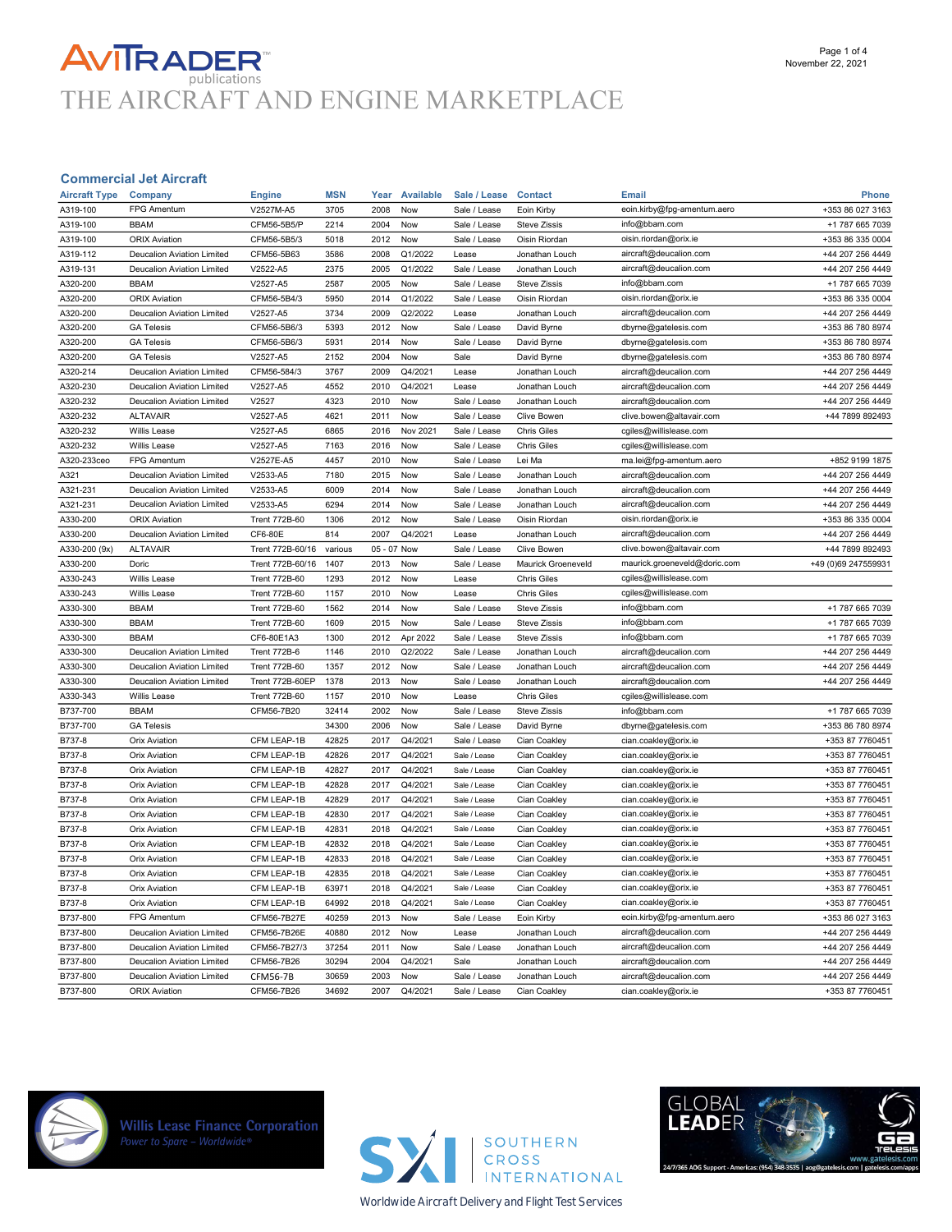# AVITRADER publications
## THE AIRCRAFT AND ENGINE MARKETPLACE

November 22, 2021

### Commercial Jet Aircraft

| Aircraft Type | Company | Engine | MSN | Year | Available | Sale / Lease | Contact | Email | Phone |
|---|---|---|---|---|---|---|---|---|---|
| A319-100 | FPG Amentum | V2527M-A5 | 3705 | 2008 | Now | Sale / Lease | Eoin Kirby | eoin.kirby@fpg-amentum.aero | +353 86 027 3163 |
| A319-100 | BBAM | CFM56-5B5/P | 2214 | 2004 | Now | Sale / Lease | Steve Zissis | info@bbam.com | +1 787 665 7039 |
| A319-100 | ORIX Aviation | CFM56-5B5/3 | 5018 | 2012 | Now | Sale / Lease | Oisin Riordan | oisin.riordan@orix.ie | +353 86 335 0004 |
| A319-112 | Deucalion Aviation Limited | CFM56-5B63 | 3586 | 2008 | Q1/2022 | Lease | Jonathan Louch | aircraft@deucalion.com | +44 207 256 4449 |
| A319-131 | Deucalion Aviation Limited | V2522-A5 | 2375 | 2005 | Q1/2022 | Sale / Lease | Jonathan Louch | aircraft@deucalion.com | +44 207 256 4449 |
| A320-200 | BBAM | V2527-A5 | 2587 | 2005 | Now | Sale / Lease | Steve Zissis | info@bbam.com | +1 787 665 7039 |
| A320-200 | ORIX Aviation | CFM56-5B4/3 | 5950 | 2014 | Q1/2022 | Sale / Lease | Oisin Riordan | oisin.riordan@orix.ie | +353 86 335 0004 |
| A320-200 | Deucalion Aviation Limited | V2527-A5 | 3734 | 2009 | Q2/2022 | Lease | Jonathan Louch | aircraft@deucalion.com | +44 207 256 4449 |
| A320-200 | GA Telesis | CFM56-5B6/3 | 5393 | 2012 | Now | Sale / Lease | David Byrne | dbyrne@gatelesis.com | +353 86 780 8974 |
| A320-200 | GA Telesis | CFM56-5B6/3 | 5931 | 2014 | Now | Sale / Lease | David Byrne | dbyrne@gatelesis.com | +353 86 780 8974 |
| A320-200 | GA Telesis | V2527-A5 | 2152 | 2004 | Now | Sale | David Byrne | dbyrne@gatelesis.com | +353 86 780 8974 |
| A320-214 | Deucalion Aviation Limited | CFM56-5B4/3 | 3767 | 2009 | Q4/2021 | Lease | Jonathan Louch | aircraft@deucalion.com | +44 207 256 4449 |
| A320-230 | Deucalion Aviation Limited | V2527-A5 | 4552 | 2010 | Q4/2021 | Lease | Jonathan Louch | aircraft@deucalion.com | +44 207 256 4449 |
| A320-232 | Deucalion Aviation Limited | V2527 | 4323 | 2010 | Now | Sale / Lease | Jonathan Louch | aircraft@deucalion.com | +44 207 256 4449 |
| A320-232 | ALTAVAIR | V2527-A5 | 4621 | 2011 | Now | Sale / Lease | Clive Bowen | clive.bowen@altavair.com | +44 7899 892493 |
| A320-232 | Willis Lease | V2527-A5 | 6865 | 2016 | Nov 2021 | Sale / Lease | Chris Giles | cgiles@willislease.com | |
| A320-232 | Willis Lease | V2527-A5 | 7163 | 2016 | Now | Sale / Lease | Chris Giles | cgiles@willislease.com | |
| A320-233ceo | FPG Amentum | V2527E-A5 | 4457 | 2010 | Now | Sale / Lease | Lei Ma | ma.lei@fpg-amentum.aero | +852 9199 1875 |
| A321 | Deucalion Aviation Limited | V2533-A5 | 7180 | 2015 | Now | Sale / Lease | Jonathan Louch | aircraft@deucalion.com | +44 207 256 4449 |
| A321-231 | Deucalion Aviation Limited | V2533-A5 | 6009 | 2014 | Now | Sale / Lease | Jonathan Louch | aircraft@deucalion.com | +44 207 256 4449 |
| A321-231 | Deucalion Aviation Limited | V2533-A5 | 6294 | 2014 | Now | Sale / Lease | Jonathan Louch | aircraft@deucalion.com | +44 207 256 4449 |
| A330-200 | ORIX Aviation | Trent 772B-60 | 1306 | 2012 | Now | Sale / Lease | Oisin Riordan | oisin.riordan@orix.ie | +353 86 335 0004 |
| A330-200 | Deucalion Aviation Limited | CF6-80E | 814 | 2007 | Q4/2021 | Lease | Jonathan Louch | aircraft@deucalion.com | +44 207 256 4449 |
| A330-200 (9x) | ALTAVAIR | Trent 772B-60/16 | various | 05 - 07 | Now | Sale / Lease | Clive Bowen | clive.bowen@altavair.com | +44 7899 892493 |
| A330-200 | Doric | Trent 772B-60/16 | 1407 | 2013 | Now | Sale / Lease | Maurick Groeneveld | maurick.groeneveld@doric.com | +49 (0)69 247559931 |
| A330-243 | Willis Lease | Trent 772B-60 | 1293 | 2012 | Now | Lease | Chris Giles | cgiles@willislease.com | |
| A330-243 | Willis Lease | Trent 772B-60 | 1157 | 2010 | Now | Lease | Chris Giles | cgiles@willislease.com | |
| A330-300 | BBAM | Trent 772B-60 | 1562 | 2014 | Now | Sale / Lease | Steve Zissis | info@bbam.com | +1 787 665 7039 |
| A330-300 | BBAM | Trent 772B-60 | 1609 | 2015 | Now | Sale / Lease | Steve Zissis | info@bbam.com | +1 787 665 7039 |
| A330-300 | BBAM | CF6-80E1A3 | 1300 | 2012 | Apr 2022 | Sale / Lease | Steve Zissis | info@bbam.com | +1 787 665 7039 |
| A330-300 | Deucalion Aviation Limited | Trent 772B-6 | 1146 | 2010 | Q2/2022 | Sale / Lease | Jonathan Louch | aircraft@deucalion.com | +44 207 256 4449 |
| A330-300 | Deucalion Aviation Limited | Trent 772B-60 | 1357 | 2012 | Now | Sale / Lease | Jonathan Louch | aircraft@deucalion.com | +44 207 256 4449 |
| A330-300 | Deucalion Aviation Limited | Trent 772B-60EP | 1378 | 2013 | Now | Sale / Lease | Jonathan Louch | aircraft@deucalion.com | +44 207 256 4449 |
| A330-343 | Willis Lease | Trent 772B-60 | 1157 | 2010 | Now | Lease | Chris Giles | cgiles@willislease.com | |
| B737-700 | BBAM | CFM56-7B20 | 32414 | 2002 | Now | Sale / Lease | Steve Zissis | info@bbam.com | +1 787 665 7039 |
| B737-700 | GA Telesis | | 34300 | 2006 | Now | Sale / Lease | David Byrne | dbyrne@gatelesis.com | +353 86 780 8974 |
| B737-8 | Orix Aviation | CFM LEAP-1B | 42825 | 2017 | Q4/2021 | Sale / Lease | Cian Coakley | cian.coakley@orix.ie | +353 87 7760451 |
| B737-8 | Orix Aviation | CFM LEAP-1B | 42826 | 2017 | Q4/2021 | Sale / Lease | Cian Coakley | cian.coakley@orix.ie | +353 87 7760451 |
| B737-8 | Orix Aviation | CFM LEAP-1B | 42827 | 2017 | Q4/2021 | Sale / Lease | Cian Coakley | cian.coakley@orix.ie | +353 87 7760451 |
| B737-8 | Orix Aviation | CFM LEAP-1B | 42828 | 2017 | Q4/2021 | Sale / Lease | Cian Coakley | cian.coakley@orix.ie | +353 87 7760451 |
| B737-8 | Orix Aviation | CFM LEAP-1B | 42829 | 2017 | Q4/2021 | Sale / Lease | Cian Coakley | cian.coakley@orix.ie | +353 87 7760451 |
| B737-8 | Orix Aviation | CFM LEAP-1B | 42830 | 2017 | Q4/2021 | Sale / Lease | Cian Coakley | cian.coakley@orix.ie | +353 87 7760451 |
| B737-8 | Orix Aviation | CFM LEAP-1B | 42831 | 2018 | Q4/2021 | Sale / Lease | Cian Coakley | cian.coakley@orix.ie | +353 87 7760451 |
| B737-8 | Orix Aviation | CFM LEAP-1B | 42832 | 2018 | Q4/2021 | Sale / Lease | Cian Coakley | cian.coakley@orix.ie | +353 87 7760451 |
| B737-8 | Orix Aviation | CFM LEAP-1B | 42833 | 2018 | Q4/2021 | Sale / Lease | Cian Coakley | cian.coakley@orix.ie | +353 87 7760451 |
| B737-8 | Orix Aviation | CFM LEAP-1B | 42835 | 2018 | Q4/2021 | Sale / Lease | Cian Coakley | cian.coakley@orix.ie | +353 87 7760451 |
| B737-8 | Orix Aviation | CFM LEAP-1B | 63971 | 2018 | Q4/2021 | Sale / Lease | Cian Coakley | cian.coakley@orix.ie | +353 87 7760451 |
| B737-8 | Orix Aviation | CFM LEAP-1B | 64992 | 2018 | Q4/2021 | Sale / Lease | Cian Coakley | cian.coakley@orix.ie | +353 87 7760451 |
| B737-800 | FPG Amentum | CFM56-7B27E | 40259 | 2013 | Now | Sale / Lease | Eoin Kirby | eoin.kirby@fpg-amentum.aero | +353 86 027 3163 |
| B737-800 | Deucalion Aviation Limited | CFM56-7B26E | 40880 | 2012 | Now | Lease | Jonathan Louch | aircraft@deucalion.com | +44 207 256 4449 |
| B737-800 | Deucalion Aviation Limited | CFM56-7B27/3 | 37254 | 2011 | Now | Sale / Lease | Jonathan Louch | aircraft@deucalion.com | +44 207 256 4449 |
| B737-800 | Deucalion Aviation Limited | CFM56-7B26 | 30294 | 2004 | Q4/2021 | Sale | Jonathan Louch | aircraft@deucalion.com | +44 207 256 4449 |
| B737-800 | Deucalion Aviation Limited | CFM56-7B | 30659 | 2003 | Now | Sale / Lease | Jonathan Louch | aircraft@deucalion.com | +44 207 256 4449 |
| B737-800 | ORIX Aviation | CFM56-7B26 | 34692 | 2007 | Q4/2021 | Sale / Lease | Cian Coakley | cian.coakley@orix.ie | +353 87 7760451 |

Willis Lease Finance Corporation
Power to Spare – Worldwide®

SXI SOUTHERN CROSS INTERNATIONAL
Worldwide Aircraft Delivery and Flight Test Services

GLOBAL LEADER
GA Telesis
www.gatelesis.com
24/7/365 AOG Support - Americas: (954) 348-3535 | aog@gatelesis.com | gatelesis.com/apps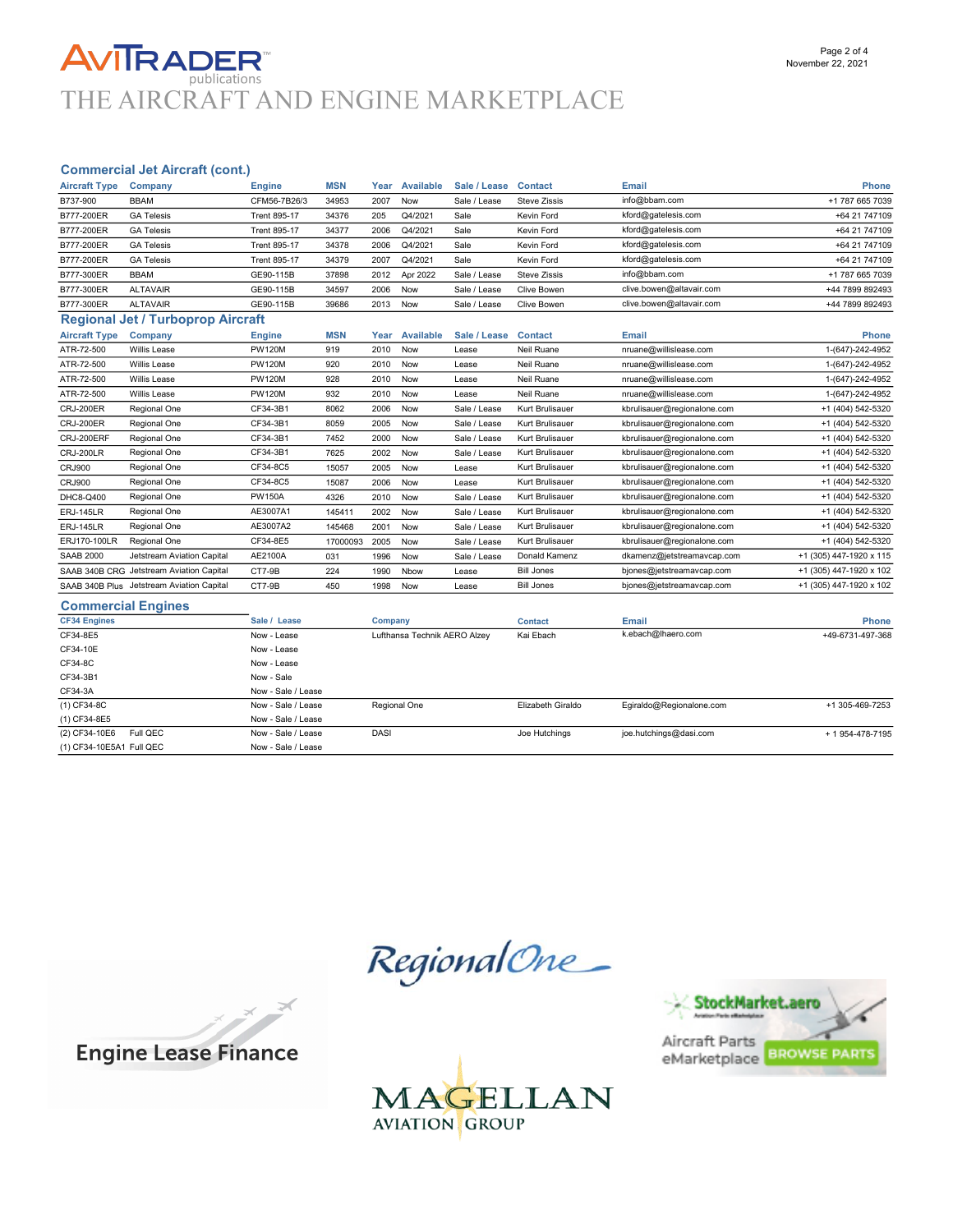## Commercial Jet Aircraft (cont.)

| Aircraft Type | Company | Engine | MSN | Year | Available | Sale / Lease | Contact | Email | Phone |
|---|---|---|---|---|---|---|---|---|---|
| B737-900 | BBAM | CFM56-7B26/3 | 34953 | 2007 | Now | Sale / Lease | Steve Zissis | info@bbam.com | +1 787 665 7039 |
| B777-200ER | GA Telesis | Trent 895-17 | 34376 | 205 | Q4/2021 | Sale | Kevin Ford | kford@gatelesis.com | +64 21 747109 |
| B777-200ER | GA Telesis | Trent 895-17 | 34377 | 2006 | Q4/2021 | Sale | Kevin Ford | kford@gatelesis.com | +64 21 747109 |
| B777-200ER | GA Telesis | Trent 895-17 | 34378 | 2006 | Q4/2021 | Sale | Kevin Ford | kford@gatelesis.com | +64 21 747109 |
| B777-200ER | GA Telesis | Trent 895-17 | 34379 | 2007 | Q4/2021 | Sale | Kevin Ford | kford@gatelesis.com | +64 21 747109 |
| B777-300ER | BBAM | GE90-115B | 37898 | 2012 | Apr 2022 | Sale / Lease | Steve Zissis | info@bbam.com | +1 787 665 7039 |
| B777-300ER | ALTAVAIR | GE90-115B | 34597 | 2006 | Now | Sale / Lease | Clive Bowen | clive.bowen@altavair.com | +44 7899 892493 |
| B777-300ER | ALTAVAIR | GE90-115B | 39686 | 2013 | Now | Sale / Lease | Clive Bowen | clive.bowen@altavair.com | +44 7899 892493 |

## Regional Jet / Turboprop Aircraft

| Aircraft Type | Company | Engine | MSN | Year | Available | Sale / Lease | Contact | Email | Phone |
|---|---|---|---|---|---|---|---|---|---|
| ATR-72-500 | Willis Lease | PW120M | 919 | 2010 | Now | Lease | Neil Ruane | nruane@willislease.com | 1-(647)-242-4952 |
| ATR-72-500 | Willis Lease | PW120M | 920 | 2010 | Now | Lease | Neil Ruane | nruane@willislease.com | 1-(647)-242-4952 |
| ATR-72-500 | Willis Lease | PW120M | 928 | 2010 | Now | Lease | Neil Ruane | nruane@willislease.com | 1-(647)-242-4952 |
| ATR-72-500 | Willis Lease | PW120M | 932 | 2010 | Now | Lease | Neil Ruane | nruane@willislease.com | 1-(647)-242-4952 |
| CRJ-200ER | Regional One | CF34-3B1 | 8062 | 2006 | Now | Sale / Lease | Kurt Brulisauer | kbrulisauer@regionalone.com | +1 (404) 542-5320 |
| CRJ-200ER | Regional One | CF34-3B1 | 8059 | 2005 | Now | Sale / Lease | Kurt Brulisauer | kbrulisauer@regionalone.com | +1 (404) 542-5320 |
| CRJ-200ERF | Regional One | CF34-3B1 | 7452 | 2000 | Now | Sale / Lease | Kurt Brulisauer | kbrulisauer@regionalone.com | +1 (404) 542-5320 |
| CRJ-200LR | Regional One | CF34-3B1 | 7625 | 2002 | Now | Sale / Lease | Kurt Brulisauer | kbrulisauer@regionalone.com | +1 (404) 542-5320 |
| CRJ900 | Regional One | CF34-8C5 | 15057 | 2005 | Now | Lease | Kurt Brulisauer | kbrulisauer@regionalone.com | +1 (404) 542-5320 |
| CRJ900 | Regional One | CF34-8C5 | 15087 | 2006 | Now | Lease | Kurt Brulisauer | kbrulisauer@regionalone.com | +1 (404) 542-5320 |
| DHC8-Q400 | Regional One | PW150A | 4326 | 2010 | Now | Sale / Lease | Kurt Brulisauer | kbrulisauer@regionalone.com | +1 (404) 542-5320 |
| ERJ-145LR | Regional One | AE3007A1 | 145411 | 2002 | Now | Sale / Lease | Kurt Brulisauer | kbrulisauer@regionalone.com | +1 (404) 542-5320 |
| ERJ-145LR | Regional One | AE3007A2 | 145468 | 2001 | Now | Sale / Lease | Kurt Brulisauer | kbrulisauer@regionalone.com | +1 (404) 542-5320 |
| ERJ170-100LR | Regional One | CF34-8E5 | 17000093 | 2005 | Now | Sale / Lease | Kurt Brulisauer | kbrulisauer@regionalone.com | +1 (404) 542-5320 |
| SAAB 2000 | Jetstream Aviation Capital | AE2100A | 031 | 1996 | Now | Sale / Lease | Donald Kamenz | dkamenz@jetstreamavcap.com | +1 (305) 447-1920 x 115 |
| SAAB 340B CRG | Jetstream Aviation Capital | CT7-9B | 224 | 1990 | Nbow | Lease | Bill Jones | bjones@jetstreamavcap.com | +1 (305) 447-1920 x 102 |
| SAAB 340B Plus | Jetstream Aviation Capital | CT7-9B | 450 | 1998 | Now | Lease | Bill Jones | bjones@jetstreamavcap.com | +1 (305) 447-1920 x 102 |

## Commercial Engines

| CF34 Engines | Sale / Lease | Company | Contact | Email | Phone |
|---|---|---|---|---|---|
| CF34-8E5 | Now - Lease | Lufthansa Technik AERO Alzey | Kai Ebach | k.ebach@lhaero.com | +49-6731-497-368 |
| CF34-10E | Now - Lease | | | | |
| CF34-8C | Now - Lease | | | | |
| CF34-3B1 | Now - Sale | | | | |
| CF34-3A | Now - Sale / Lease | | | | |
| (1) CF34-8C | Now - Sale / Lease | Regional One | Elizabeth Giraldo | Egiraldo@Regionalone.com | +1 305-469-7253 |
| (1) CF34-8E5 | Now - Sale / Lease | | | | |
| (2) CF34-10E6 Full QEC | Now - Sale / Lease | DASI | Joe Hutchings | joe.hutchings@dasi.com | + 1 954-478-7195 |
| (1) CF34-10E5A1 Full QEC | Now - Sale / Lease | | | | |

Engine Lease Finance

RegionalOne

MAGELLAN AVIATION GROUP

StockMarket.aero
Aircraft Parts eMarketplace
BROWSE PARTS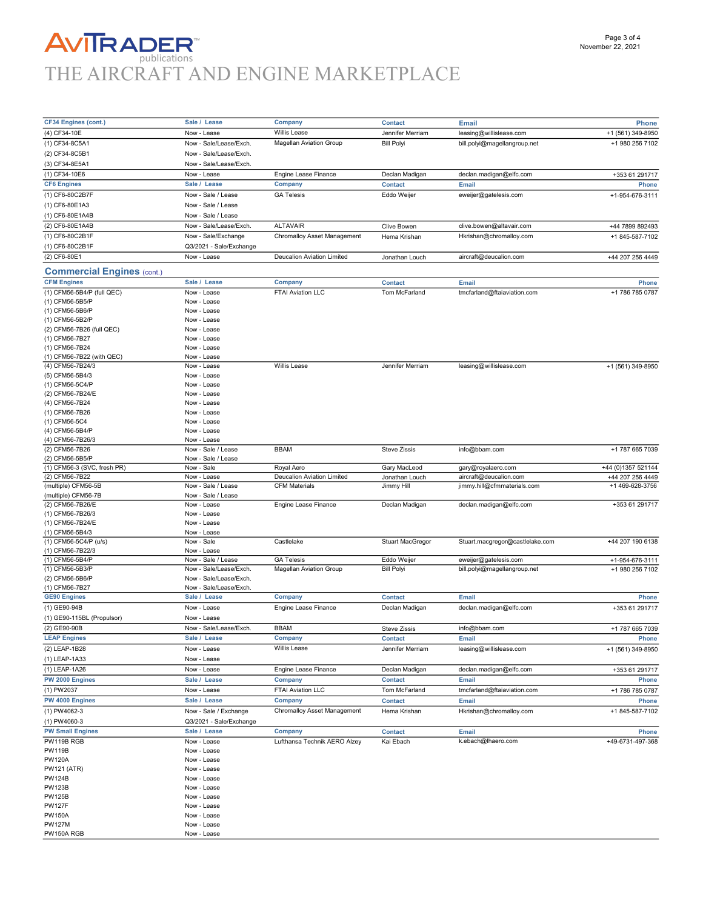# AVITRADER publications
# THE AIRCRAFT AND ENGINE MARKETPLACE

| CF34 Engines (cont.) | Sale / Lease | Company | Contact | Email | Phone |
|---|---|---|---|---|---|
| (4) CF34-10E | Now - Lease | Willis Lease | Jennifer Merriam | leasing@willislease.com | +1 (561) 349-8950 |
| (1) CF34-8C5A1 | Now - Sale/Lease/Exch. | Magellan Aviation Group | Bill Polyi | bill.polyi@magellangroup.net | +1 980 256 7102 |
| (2) CF34-8C5B1 | Now - Sale/Lease/Exch. | | | | |
| (3) CF34-8E5A1 | Now - Sale/Lease/Exch. | | | | |
| (1) CF34-10E6 | Now - Lease | Engine Lease Finance | Declan Madigan | declan.madigan@elfc.com | +353 61 291717 |

| CF6 Engines | Sale / Lease | Company | Contact | Email | Phone |
|---|---|---|---|---|---|
| (1) CF6-80C2B7F | Now - Sale / Lease | GA Telesis | Eddo Weijer | eweijer@gatelesis.com | +1-954-676-3111 |
| (1) CF6-80E1A3 | Now - Sale / Lease | | | | |
| (1) CF6-80E1A4B | Now - Sale / Lease | | | | |
| (2) CF6-80E1A4B | Now - Sale/Lease/Exch. | ALTAVAIR | Clive Bowen | clive.bowen@altavair.com | +44 7899 892493 |
| (1) CF6-80C2B1F | Now - Sale/Exchange | Chromalloy Asset Management | Hema Krishan | Hkrishan@chromalloy.com | +1 845-587-7102 |
| (1) CF6-80C2B1F | Q3/2021 - Sale/Exchange | | | | |
| (2) CF6-80E1 | Now - Lease | Deucalion Aviation Limited | Jonathan Louch | aircraft@deucalion.com | +44 207 256 4449 |

## Commercial Engines (cont.)

| CFM Engines | Sale / Lease | Company | Contact | Email | Phone |
|---|---|---|---|---|---|
| (1) CFM56-5B4/P (full QEC) | Now - Lease | FTAI Aviation LLC | Tom McFarland | tmcfarland@ftaiaviation.com | +1 786 785 0787 |
| (1) CFM56-5B5/P | Now - Lease | | | | |
| (1) CFM56-5B6/P | Now - Lease | | | | |
| (1) CFM56-5B2/P | Now - Lease | | | | |
| (2) CFM56-7B26 (full QEC) | Now - Lease | | | | |
| (1) CFM56-7B27 | Now - Lease | | | | |
| (1) CFM56-7B24 | Now - Lease | | | | |
| (1) CFM56-7B22 (with QEC) | Now - Lease | | | | |
| (4) CFM56-7B24/3 | Now - Lease | Willis Lease | Jennifer Merriam | leasing@willislease.com | +1 (561) 349-8950 |
| (5) CFM56-5B4/3 | Now - Lease | | | | |
| (1) CFM56-5C4/P | Now - Lease | | | | |
| (2) CFM56-7B24/E | Now - Lease | | | | |
| (4) CFM56-7B24 | Now - Lease | | | | |
| (1) CFM56-7B26 | Now - Lease | | | | |
| (1) CFM56-5C4 | Now - Lease | | | | |
| (4) CFM56-5B4/P | Now - Lease | | | | |
| (4) CFM56-7B26/3 | Now - Lease | | | | |
| (2) CFM56-7B26 | Now - Sale / Lease | BBAM | Steve Zissis | info@bbam.com | +1 787 665 7039 |
| (2) CFM56-5B5/P | Now - Sale / Lease | | | | |
| (1) CFM56-3 (SVC, fresh PR) | Now - Sale | Royal Aero | Gary MacLeod | gary@royalaero.com | +44 (0)1357 521144 |
| (2) CFM56-7B22 | Now - Lease | Deucalion Aviation Limited | Jonathan Louch | aircraft@deucalion.com | +44 207 256 4449 |
| (multiple) CFM56-5B | Now - Sale / Lease | CFM Materials | Jimmy Hill | jimmy.hill@cfmmaterials.com | +1 469-628-3756 |
| (multiple) CFM56-7B | Now - Sale / Lease | | | | |
| (2) CFM56-7B26/E | Now - Lease | Engine Lease Finance | Declan Madigan | declan.madigan@elfc.com | +353 61 291717 |
| (1) CFM56-7B26/3 | Now - Lease | | | | |
| (1) CFM56-7B24/E | Now - Lease | | | | |
| (1) CFM56-5B4/3 | Now - Lease | | | | |
| (1) CFM56-5C4/P (u/s) | Now - Sale | Castlelake | Stuart MacGregor | Stuart.macgregor@castlelake.com | +44 207 190 6138 |
| (1) CFM56-7B22/3 | Now - Lease | | | | |
| (1) CFM56-5B4/P | Now - Sale / Lease | GA Telesis | Eddo Weijer | eweijer@gatelesis.com | +1-954-676-3111 |
| (1) CFM56-5B3/P | Now - Sale/Lease/Exch. | Magellan Aviation Group | Bill Polyi | bill.polyi@magellangroup.net | +1 980 256 7102 |
| (2) CFM56-5B6/P | Now - Sale/Lease/Exch. | | | | |
| (1) CFM56-7B27 | Now - Sale/Lease/Exch. | | | | |

| GE90 Engines | Sale / Lease | Company | Contact | Email | Phone |
|---|---|---|---|---|---|
| (1) GE90-94B | Now - Lease | Engine Lease Finance | Declan Madigan | declan.madigan@elfc.com | +353 61 291717 |
| (1) GE90-115BL (Propulsor) | Now - Lease | | | | |
| (2) GE90-90B | Now - Sale/Lease/Exch. | BBAM | Steve Zissis | info@bbam.com | +1 787 665 7039 |

| LEAP Engines | Sale / Lease | Company | Contact | Email | Phone |
|---|---|---|---|---|---|
| (2) LEAP-1B28 | Now - Lease | Willis Lease | Jennifer Merriam | leasing@willislease.com | +1 (561) 349-8950 |
| (1) LEAP-1A33 | Now - Lease | | | | |
| (1) LEAP-1A26 | Now - Lease | Engine Lease Finance | Declan Madigan | declan.madigan@elfc.com | +353 61 291717 |

| PW 2000 Engines | Sale / Lease | Company | Contact | Email | Phone |
|---|---|---|---|---|---|
| (1) PW2037 | Now - Lease | FTAI Aviation LLC | Tom McFarland | tmcfarland@ftaiaviation.com | +1 786 785 0787 |

| PW 4000 Engines | Sale / Lease | Company | Contact | Email | Phone |
|---|---|---|---|---|---|
| (1) PW4062-3 | Now - Sale / Exchange | Chromalloy Asset Management | Hema Krishan | Hkrishan@chromalloy.com | +1 845-587-7102 |
| (1) PW4060-3 | Q3/2021 - Sale/Exchange | | | | |

| PW Small Engines | Sale / Lease | Company | Contact | Email | Phone |
|---|---|---|---|---|---|
| PW119B RGB | Now - Lease | Lufthansa Technik AERO Alzey | Kai Ebach | k.ebach@lhaero.com | +49-6731-497-368 |
| PW119B | Now - Lease | | | | |
| PW120A | Now - Lease | | | | |
| PW121 (ATR) | Now - Lease | | | | |
| PW124B | Now - Lease | | | | |
| PW123B | Now - Lease | | | | |
| PW125B | Now - Lease | | | | |
| PW127F | Now - Lease | | | | |
| PW150A | Now - Lease | | | | |
| PW127M | Now - Lease | | | | |
| PW150A RGB | Now - Lease | | | | |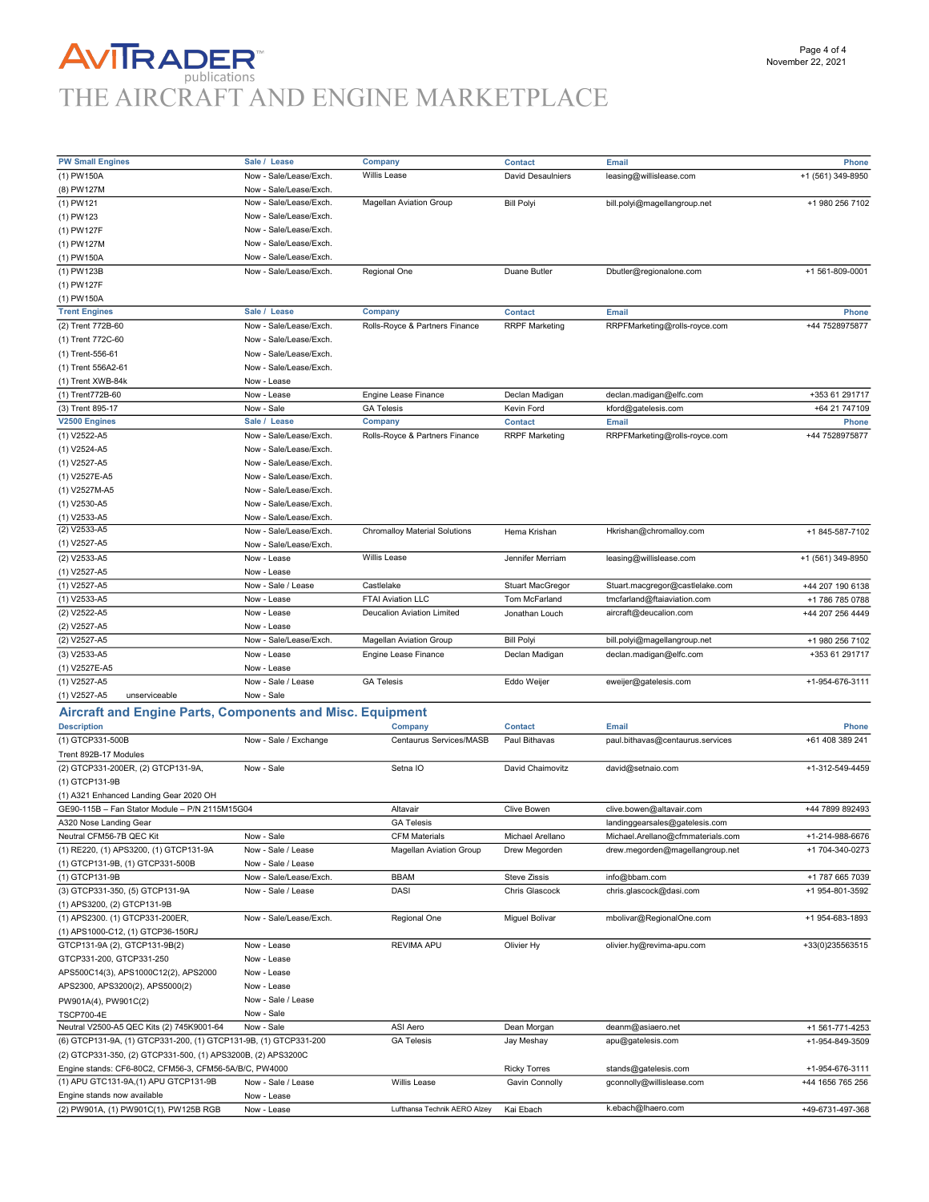# AVITRADER publications

## THE AIRCRAFT AND ENGINE MARKETPLACE

| PW Small Engines | Sale / Lease | Company | Contact | Email | Phone |
|---|---|---|---|---|---|
| (1) PW150A | Now - Sale/Lease/Exch. | Willis Lease | David Desaulniers | leasing@willislease.com | +1 (561) 349-8950 |
| (8) PW127M | Now - Sale/Lease/Exch. | | | | |
| (1) PW121 | Now - Sale/Lease/Exch. | Magellan Aviation Group | Bill Polyi | bill.polyi@magellangroup.net | +1 980 256 7102 |
| (1) PW123 | Now - Sale/Lease/Exch. | | | | |
| (1) PW127F | Now - Sale/Lease/Exch. | | | | |
| (1) PW127M | Now - Sale/Lease/Exch. | | | | |
| (1) PW150A | Now - Sale/Lease/Exch. | | | | |
| (1) PW123B | Now - Sale/Lease/Exch. | Regional One | Duane Butler | Dbutler@regionalone.com | +1 561-809-0001 |
| (1) PW127F | | | | | |
| (1) PW150A | | | | | |

| Trent Engines | Sale / Lease | Company | Contact | Email | Phone |
|---|---|---|---|---|---|
| (2) Trent 772B-60 | Now - Sale/Lease/Exch. | Rolls-Royce & Partners Finance | RRPF Marketing | RRPFMarketing@rolls-royce.com | +44 7528975877 |
| (1) Trent 772C-60 | Now - Sale/Lease/Exch. | | | | |
| (1) Trent-556-61 | Now - Sale/Lease/Exch. | | | | |
| (1) Trent 556A2-61 | Now - Sale/Lease/Exch. | | | | |
| (1) Trent XWB-84k | Now - Lease | | | | |
| (1) Trent772B-60 | Now - Lease | Engine Lease Finance | Declan Madigan | declan.madigan@elfc.com | +353 61 291717 |
| (3) Trent 895-17 | Now - Sale | GA Telesis | Kevin Ford | kford@gatelesis.com | +64 21 747109 |

| V2500 Engines | Sale / Lease | Company | Contact | Email | Phone |
|---|---|---|---|---|---|
| (1) V2522-A5 | Now - Sale/Lease/Exch. | Rolls-Royce & Partners Finance | RRPF Marketing | RRPFMarketing@rolls-royce.com | +44 7528975877 |
| (1) V2524-A5 | Now - Sale/Lease/Exch. | | | | |
| (1) V2527-A5 | Now - Sale/Lease/Exch. | | | | |
| (1) V2527E-A5 | Now - Sale/Lease/Exch. | | | | |
| (1) V2527M-A5 | Now - Sale/Lease/Exch. | | | | |
| (1) V2530-A5 | Now - Sale/Lease/Exch. | | | | |
| (1) V2533-A5 | Now - Sale/Lease/Exch. | | | | |
| (2) V2533-A5 | Now - Sale/Lease/Exch. | Chromalloy Material Solutions | Hema Krishan | Hkrishan@chromalloy.com | +1 845-587-7102 |
| (1) V2527-A5 | Now - Sale/Lease/Exch. | | | | |
| (2) V2533-A5 | Now - Lease | Willis Lease | Jennifer Merriam | leasing@willislease.com | +1 (561) 349-8950 |
| (1) V2527-A5 | Now - Lease | | | | |
| (1) V2527-A5 | Now - Sale / Lease | Castlelake | Stuart MacGregor | Stuart.macgregor@castlelake.com | +44 207 190 6138 |
| (1) V2533-A5 | Now - Lease | FTAI Aviation LLC | Tom McFarland | tmcfarland@ftaiaviation.com | +1 786 785 0788 |
| (2) V2522-A5 | Now - Lease | Deucalion Aviation Limited | Jonathan Louch | aircraft@deucalion.com | +44 207 256 4449 |
| (2) V2527-A5 | Now - Lease | | | | |
| (2) V2527-A5 | Now - Sale/Lease/Exch. | Magellan Aviation Group | Bill Polyi | bill.polyi@magellangroup.net | +1 980 256 7102 |
| (3) V2533-A5 | Now - Lease | Engine Lease Finance | Declan Madigan | declan.madigan@elfc.com | +353 61 291717 |
| (1) V2527E-A5 | Now - Lease | | | | |
| (1) V2527-A5 | Now - Sale / Lease | GA Telesis | Eddo Weijer | eweijer@gatelesis.com | +1-954-676-3111 |
| (1) V2527-A5 unserviceable | Now - Sale | | | | |

## Aircraft and Engine Parts, Components and Misc. Equipment

| Description | | Company | Contact | Email | Phone |
|---|---|---|---|---|---|
| (1) GTCP331-500B | Now - Sale / Exchange | Centaurus Services/MASB | Paul Bithavas | paul.bithavas@centaurus.services | +61 408 389 241 |
| Trent 892B-17 Modules | | | | | |
| (2) GTCP331-200ER, (2) GTCP131-9A, | Now - Sale | Setna IO | David Chaimovitz | david@setnaio.com | +1-312-549-4459 |
| (1) GTCP131-9B | | | | | |
| (1) A321 Enhanced Landing Gear 2020 OH | | | | | |
| GE90-115B – Fan Stator Module – P/N 2115M15G04 | | Altavair | Clive Bowen | clive.bowen@altavair.com | +44 7899 892493 |
| A320 Nose Landing Gear | | GA Telesis | | landinggearsales@gatelesis.com | |
| Neutral CFM56-7B QEC Kit | Now - Sale | CFM Materials | Michael Arellano | Michael.Arellano@cfmmaterials.com | +1-214-988-6676 |
| (1) RE220, (1) APS3200, (1) GTCP131-9A | Now - Sale / Lease | Magellan Aviation Group | Drew Megorden | drew.megorden@magellangroup.net | +1 704-340-0273 |
| (1) GTCP131-9B, (1) GTCP331-500B | Now - Sale / Lease | | | | |
| (1) GTCP131-9B | Now - Sale/Lease/Exch. | BBAM | Steve Zissis | info@bbam.com | +1 787 665 7039 |
| (3) GTCP331-350, (5) GTCP131-9A | Now - Sale / Lease | DASI | Chris Glascock | chris.glascock@dasi.com | +1 954-801-3592 |
| (1) APS3200, (2) GTCP131-9B | | | | | |
| (1) APS2300. (1) GTCP331-200ER, | Now - Sale/Lease/Exch. | Regional One | Miguel Bolivar | mbolivar@RegionalOne.com | +1 954-683-1893 |
| (1) APS1000-C12, (1) GTCP36-150RJ | | | | | |
| GTCP131-9A (2), GTCP131-9B(2) | Now - Lease | REVIMA APU | Olivier Hy | olivier.hy@revima-apu.com | +33(0)235563515 |
| GTCP331-200, GTCP331-250 | Now - Lease | | | | |
| APS500C14(3), APS1000C12(2), APS2000 | Now - Lease | | | | |
| APS2300, APS3200(2), APS5000(2) | Now - Lease | | | | |
| PW901A(4), PW901C(2) | Now - Sale / Lease | | | | |
| TSCP700-4E | Now - Sale | | | | |
| Neutral V2500-A5 QEC Kits (2) 745K9001-64 | Now - Sale | ASI Aero | Dean Morgan | deanm@asiaero.net | +1 561-771-4253 |
| (6) GTCP131-9A, (1) GTCP331-200, (1) GTCP131-9B, (1) GTCP331-200 | | GA Telesis | Jay Meshay | apu@gatelesis.com | +1-954-849-3509 |
| (2) GTCP331-350, (2) GTCP331-500, (1) APS3200B, (2) APS3200C | | | | | |
| Engine stands: CF6-80C2, CFM56-3, CFM56-5A/B/C, PW4000 | | | Ricky Torres | stands@gatelesis.com | +1-954-676-3111 |
| (1) APU GTC131-9A,(1) APU GTCP131-9B | Now - Sale / Lease | Willis Lease | Gavin Connolly | gconnolly@willislease.com | +44 1656 765 256 |
| Engine stands now available | Now - Lease | | | | |
| (2) PW901A, (1) PW901C(1), PW125B RGB | Now - Lease | Lufthansa Technik AERO Alzey | Kai Ebach | k.ebach@lhaero.com | +49-6731-497-368 |